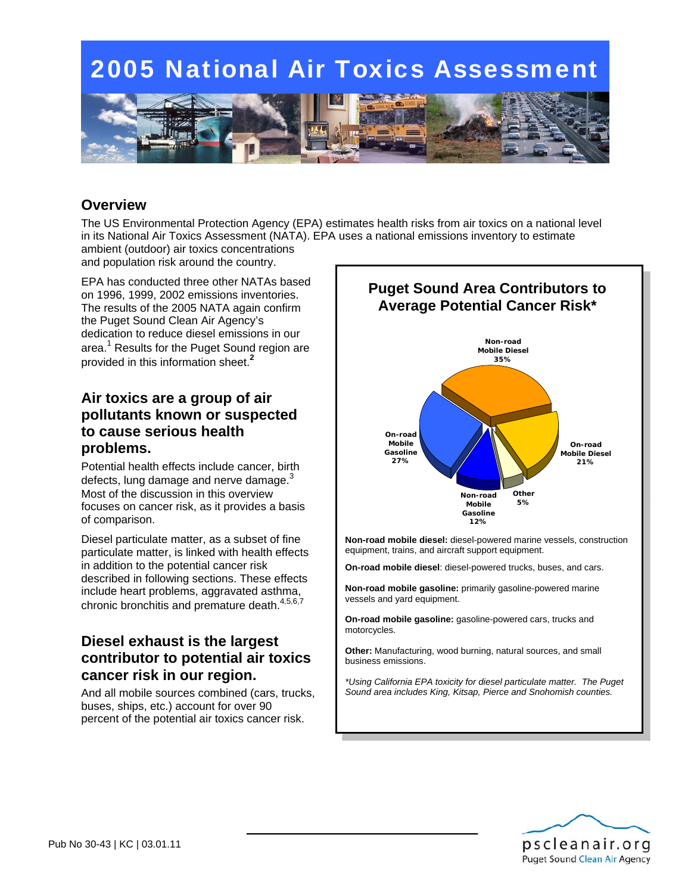# 2005 National Air Toxics Assessment

## Overview

The US Environmental Protection Agency (EPA) estimates health risks from air toxics on a national level in its National Air Toxics Assessment (NATA). EPA uses a national emissions inventory to estimate ambient (outdoor) air toxics concentrations and population risk around the country.

EPA has conducted three other NATAs based on 1996, 1999, 2002 emissions inventories. The results of the 2005 NATA again confirm the Puget Sound Clean Air Agency's dedication to reduce diesel emissions in our area.[1] Results for the Puget Sound region are provided in this information sheet.[2]

## Air toxics are a group of air pollutants known or suspected to cause serious health problems.

Potential health effects include cancer, birth defects, lung damage and nerve damage.[3] Most of the discussion in this overview focuses on cancer risk, as it provides a basis of comparison.

Diesel particulate matter, as a subset of fine particulate matter, is linked with health effects in addition to the potential cancer risk described in following sections. These effects include heart problems, aggravated asthma, chronic bronchitis and premature death.[4,5,6,7]

## Diesel exhaust is the largest contributor to potential air toxics cancer risk in our region.

And all mobile sources combined (cars, trucks, buses, ships, etc.) account for over 90 percent of the potential air toxics cancer risk.

### Puget Sound Area Contributors to Average Potential Cancer Risk*

Non-road Mobile Diesel 35%

On-road Mobile Diesel 21%

Other 5%

Non-road Mobile Gasoline 12%

On-road Mobile Gasoline 27%

**Non-road mobile diesel:** diesel-powered marine vessels, construction equipment, trains, and aircraft support equipment.

**On-road mobile diesel**: diesel-powered trucks, buses, and cars.

**Non-road mobile gasoline:** primarily gasoline-powered marine vessels and yard equipment.

**On-road mobile gasoline:** gasoline-powered cars, trucks and motorcycles.

**Other:** Manufacturing, wood burning, natural sources, and small business emissions.

*\*Using California EPA toxicity for diesel particulate matter. The Puget Sound area includes King, Kitsap, Pierce and Snohomish counties.*

Pub No 30-43 | KC | 03.01.11

pscleanair.org
Puget Sound Clean Air Agency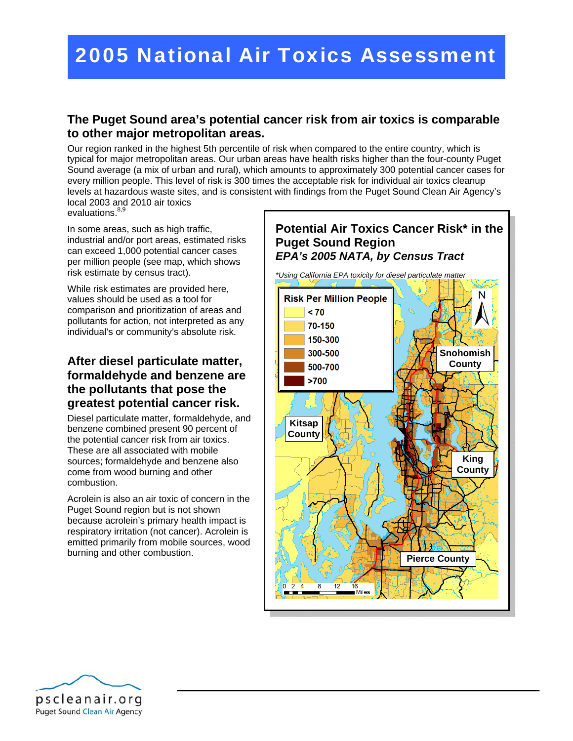# 2005 National Air Toxics Assessment

## The Puget Sound area's potential cancer risk from air toxics is comparable to other major metropolitan areas.

Our region ranked in the highest 5th percentile of risk when compared to the entire country, which is typical for major metropolitan areas. Our urban areas have health risks higher than the four-county Puget Sound average (a mix of urban and rural), which amounts to approximately 300 potential cancer cases for every million people. This level of risk is 300 times the acceptable risk for individual air toxics cleanup levels at hazardous waste sites, and is consistent with findings from the Puget Sound Clean Air Agency's local 2003 and 2010 air toxics evaluations.[8,9]

In some areas, such as high traffic, industrial and/or port areas, estimated risks can exceed 1,000 potential cancer cases per million people (see map, which shows risk estimate by census tract).

While risk estimates are provided here, values should be used as a tool for comparison and prioritization of areas and pollutants for action, not interpreted as any individual's or community's absolute risk.

## After diesel particulate matter, formaldehyde and benzene are the pollutants that pose the greatest potential cancer risk.

Diesel particulate matter, formaldehyde, and benzene combined present 90 percent of the potential cancer risk from air toxics. These are all associated with mobile sources; formaldehyde and benzene also come from wood burning and other combustion.

Acrolein is also an air toxic of concern in the Puget Sound region but is not shown because acrolein's primary health impact is respiratory irritation (not cancer). Acrolein is emitted primarily from mobile sources, wood burning and other combustion.

**Potential Air Toxics Cancer Risk* in the Puget Sound Region**

***EPA's 2005 NATA, by Census Tract***

*\*Using California EPA toxicity for diesel particulate matter*

Risk Per Million People
< 70
70-150
150-300
300-500
500-700
>700

N

Snohomish County
Kitsap County
King County
Pierce County

0 2 4 8 12 16
Miles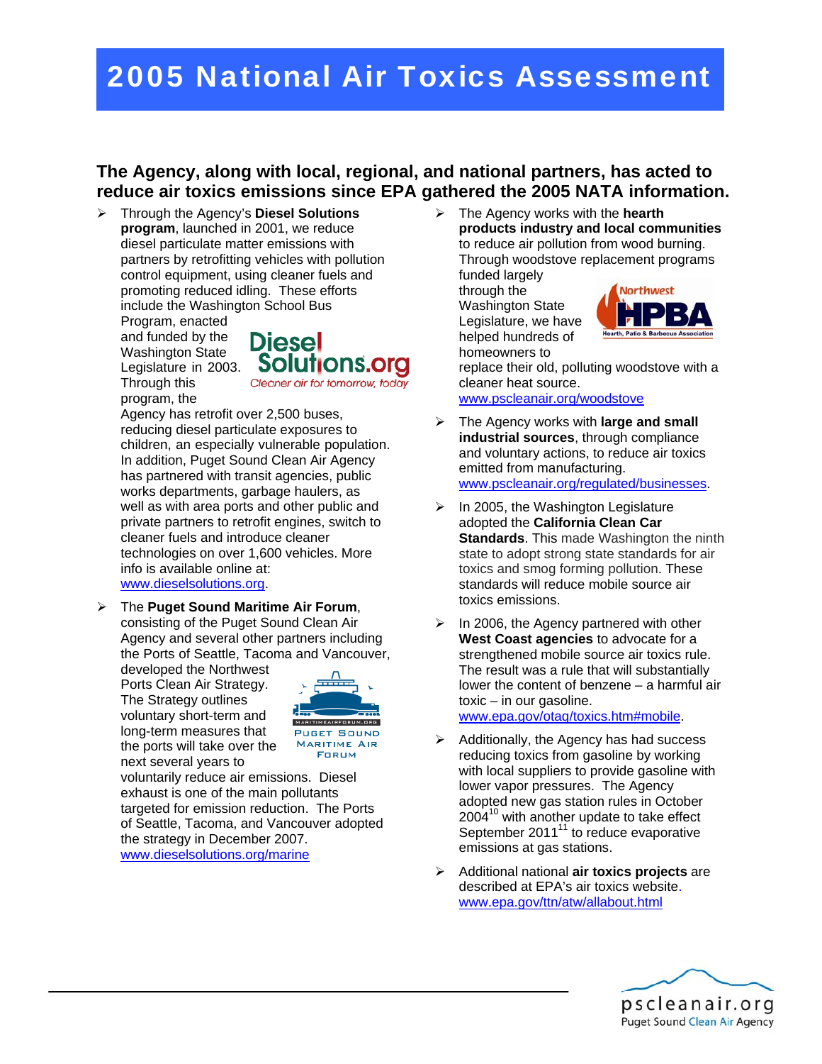# 2005 National Air Toxics Assessment

## The Agency, along with local, regional, and national partners, has acted to reduce air toxics emissions since EPA gathered the 2005 NATA information.

- Through the Agency's **Diesel Solutions program**, launched in 2001, we reduce diesel particulate matter emissions with partners by retrofitting vehicles with pollution control equipment, using cleaner fuels and promoting reduced idling. These efforts include the Washington School Bus Program, enacted and funded by the Washington State Legislature in 2003. Through this program, the Agency has retrofit over 2,500 buses, reducing diesel particulate exposures to children, an especially vulnerable population. In addition, Puget Sound Clean Air Agency has partnered with transit agencies, public works departments, garbage haulers, as well as with area ports and other public and private partners to retrofit engines, switch to cleaner fuels and introduce cleaner technologies on over 1,600 vehicles. More info is available online at: www.dieselsolutions.org.

- The **Puget Sound Maritime Air Forum**, consisting of the Puget Sound Clean Air Agency and several other partners including the Ports of Seattle, Tacoma and Vancouver, developed the Northwest Ports Clean Air Strategy. The Strategy outlines voluntary short-term and long-term measures that the ports will take over the next several years to voluntarily reduce air emissions. Diesel exhaust is one of the main pollutants targeted for emission reduction. The Ports of Seattle, Tacoma, and Vancouver adopted the strategy in December 2007. www.dieselsolutions.org/marine

- The Agency works with the **hearth products industry and local communities** to reduce air pollution from wood burning. Through woodstove replacement programs funded largely through the Washington State Legislature, we have helped hundreds of homeowners to replace their old, polluting woodstove with a cleaner heat source. www.pscleanair.org/woodstove

- The Agency works with **large and small industrial sources**, through compliance and voluntary actions, to reduce air toxics emitted from manufacturing. www.pscleanair.org/regulated/businesses.

- In 2005, the Washington Legislature adopted the **California Clean Car Standards**. This made Washington the ninth state to adopt strong state standards for air toxics and smog forming pollution. These standards will reduce mobile source air toxics emissions.

- In 2006, the Agency partnered with other **West Coast agencies** to advocate for a strengthened mobile source air toxics rule. The result was a rule that will substantially lower the content of benzene – a harmful air toxic – in our gasoline. www.epa.gov/otaq/toxics.htm#mobile.

- Additionally, the Agency has had success reducing toxics from gasoline by working with local suppliers to provide gasoline with lower vapor pressures. The Agency adopted new gas station rules in October 2004[10] with another update to take effect September 2011[11] to reduce evaporative emissions at gas stations.

- Additional national **air toxics projects** are described at EPA's air toxics website. www.epa.gov/ttn/atw/allabout.html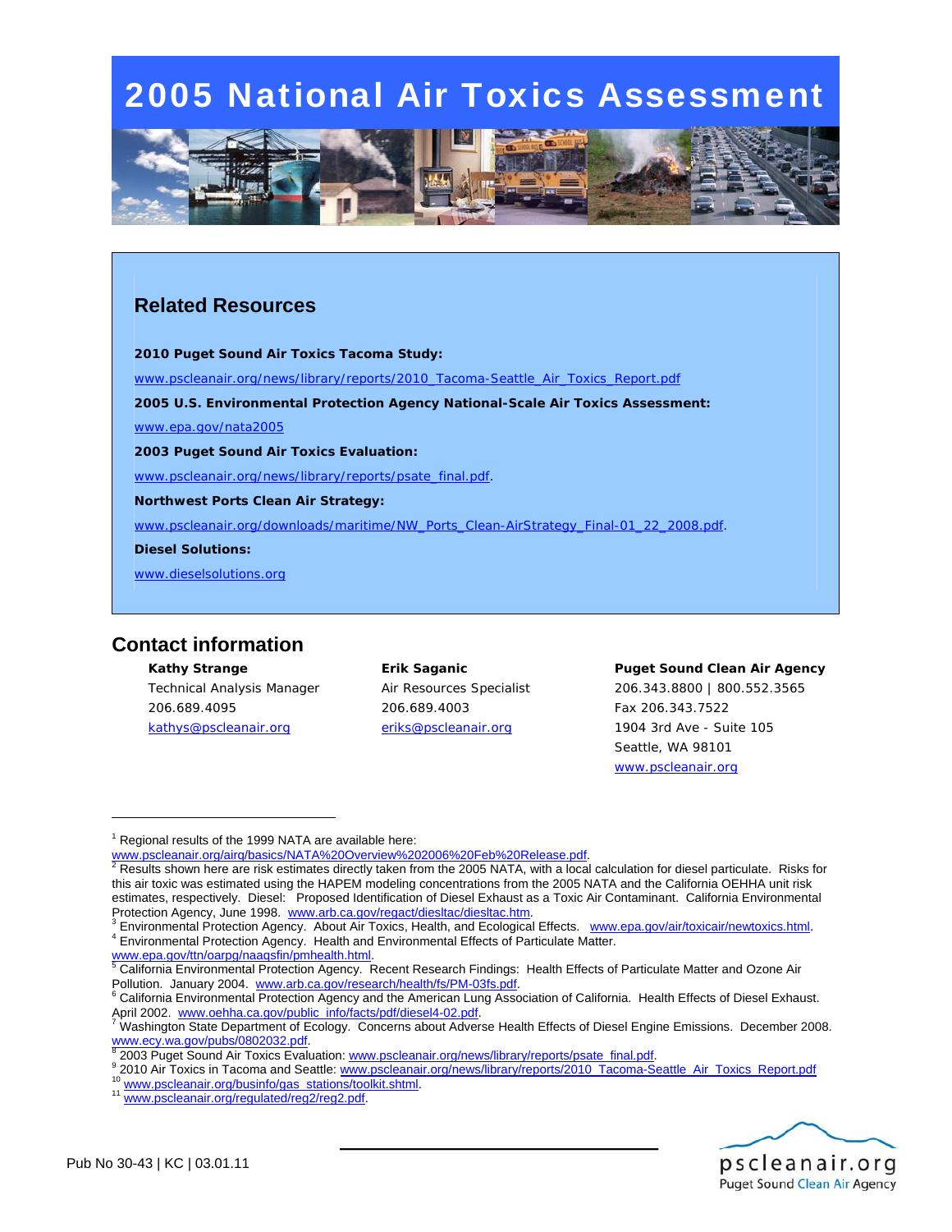# 2005 National Air Toxics Assessment

## Related Resources

**2010 Puget Sound Air Toxics Tacoma Study:**

www.pscleanair.org/news/library/reports/2010_Tacoma-Seattle_Air_Toxics_Report.pdf

**2005 U.S. Environmental Protection Agency National-Scale Air Toxics Assessment:**

www.epa.gov/nata2005

**2003 Puget Sound Air Toxics Evaluation:**

www.pscleanair.org/news/library/reports/psate_final.pdf.

**Northwest Ports Clean Air Strategy:**

www.pscleanair.org/downloads/maritime/NW_Ports_Clean-AirStrategy_Final-01_22_2008.pdf.

**Diesel Solutions:**

www.dieselsolutions.org

## Contact information

**Kathy Strange**
Technical Analysis Manager
206.689.4095
kathys@pscleanair.org

**Erik Saganic**
Air Resources Specialist
206.689.4003
eriks@pscleanair.org

**Puget Sound Clean Air Agency**
206.343.8800 | 800.552.3565
Fax 206.343.7522
1904 3rd Ave - Suite 105
Seattle, WA 98101
www.pscleanair.org

---

[1] Regional results of the 1999 NATA are available here: www.pscleanair.org/airq/basics/NATA%20Overview%202006%20Feb%20Release.pdf.

[2] Results shown here are risk estimates directly taken from the 2005 NATA, with a local calculation for diesel particulate. Risks for this air toxic was estimated using the HAPEM modeling concentrations from the 2005 NATA and the California OEHHA unit risk estimates, respectively. Diesel: Proposed Identification of Diesel Exhaust as a Toxic Air Contaminant. California Environmental Protection Agency, June 1998. www.arb.ca.gov/regact/diesltac/diesltac.htm.

[3] Environmental Protection Agency. About Air Toxics, Health, and Ecological Effects. www.epa.gov/air/toxicair/newtoxics.html.

[4] Environmental Protection Agency. Health and Environmental Effects of Particulate Matter. www.epa.gov/ttn/oarpg/naaqsfin/pmhealth.html.

[5] California Environmental Protection Agency. Recent Research Findings: Health Effects of Particulate Matter and Ozone Air Pollution. January 2004. www.arb.ca.gov/research/health/fs/PM-03fs.pdf.

[6] California Environmental Protection Agency and the American Lung Association of California. Health Effects of Diesel Exhaust. April 2002. www.oehha.ca.gov/public_info/facts/pdf/diesel4-02.pdf.

[7] Washington State Department of Ecology. Concerns about Adverse Health Effects of Diesel Engine Emissions. December 2008. www.ecy.wa.gov/pubs/0802032.pdf.

[8] 2003 Puget Sound Air Toxics Evaluation: www.pscleanair.org/news/library/reports/psate_final.pdf.

[9] 2010 Air Toxics in Tacoma and Seattle: www.pscleanair.org/news/library/reports/2010_Tacoma-Seattle_Air_Toxics_Report.pdf

[10] www.pscleanair.org/businfo/gas_stations/toolkit.shtml.

[11] www.pscleanair.org/regulated/reg2/reg2.pdf.

Pub No 30-43 | KC | 03.01.11

pscleanair.org
Puget Sound Clean Air Agency